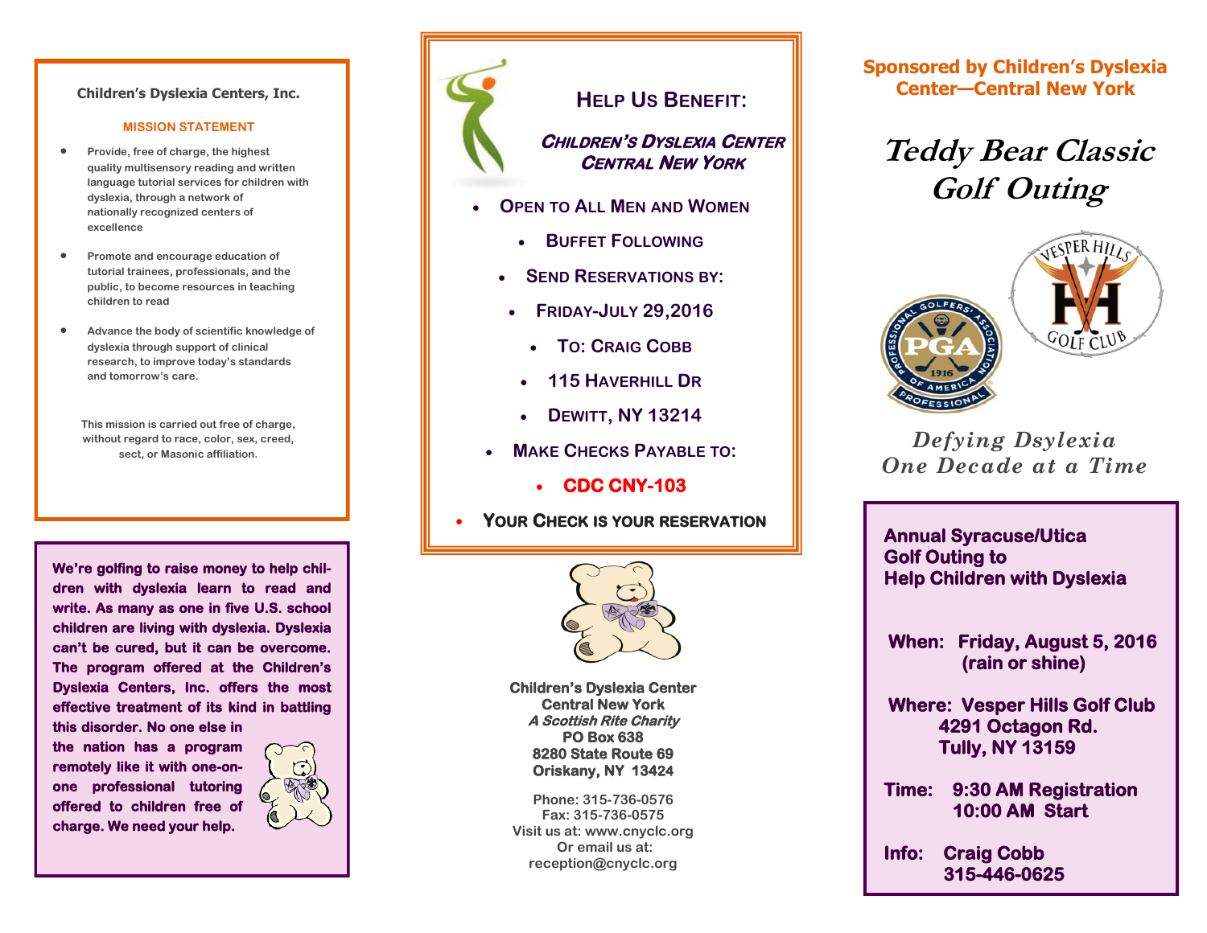**Children's Dyslexia Centers, Inc.**

**MISSION STATEMENT**

- Provide, free of charge, the highest quality multisensory reading and written language tutorial services for children with dyslexia, through a network of nationally recognized centers of excellence
- Promote and encourage education of tutorial trainees, professionals, and the public, to become resources in teaching children to read
- Advance the body of scientific knowledge of dyslexia through support of clinical research, to improve today's standards and tomorrow's care.

This mission is carried out free of charge, without regard to race, color, sex, creed, sect, or Masonic affiliation.

**We're golfing to raise money to help children with dyslexia learn to read and write. As many as one in five U.S. school children are living with dyslexia. Dyslexia can't be cured, but it can be overcome. The program offered at the Children's Dyslexia Centers, Inc. offers the most effective treatment of its kind in battling this disorder. No one else in the nation has a program remotely like it with one-on-one professional tutoring offered to children free of charge. We need your help.**

## HELP US BENEFIT:

***CHILDREN'S DYSLEXIA CENTER CENTRAL NEW YORK***

- OPEN TO ALL MEN AND WOMEN
- BUFFET FOLLOWING
- SEND RESERVATIONS BY:
- FRIDAY-JULY 29,2016
- TO: CRAIG COBB
- 115 HAVERHILL DR
- DEWITT, NY 13214
- MAKE CHECKS PAYABLE TO:
- **CDC CNY-103**
- **YOUR CHECK IS YOUR RESERVATION**

**Children's Dyslexia Center**
**Central New York**
***A Scottish Rite Charity***
**PO Box 638**
**8280 State Route 69**
**Oriskany, NY 13424**

Phone: 315-736-0576
Fax: 315-736-0575
Visit us at: www.cnyclc.org
Or email us at:
reception@cnyclc.org

**Sponsored by Children's Dyslexia Center—Central New York**

# *Teddy Bear Classic Golf Outing*

*Defying Dsylexia*
*One Decade at a Time*

**Annual Syracuse/Utica Golf Outing to Help Children with Dyslexia**

**When:** Friday, August 5, 2016 (rain or shine)

**Where:** Vesper Hills Golf Club
4291 Octagon Rd.
Tully, NY 13159

**Time:** 9:30 AM Registration
10:00 AM Start

**Info:** Craig Cobb
315-446-0625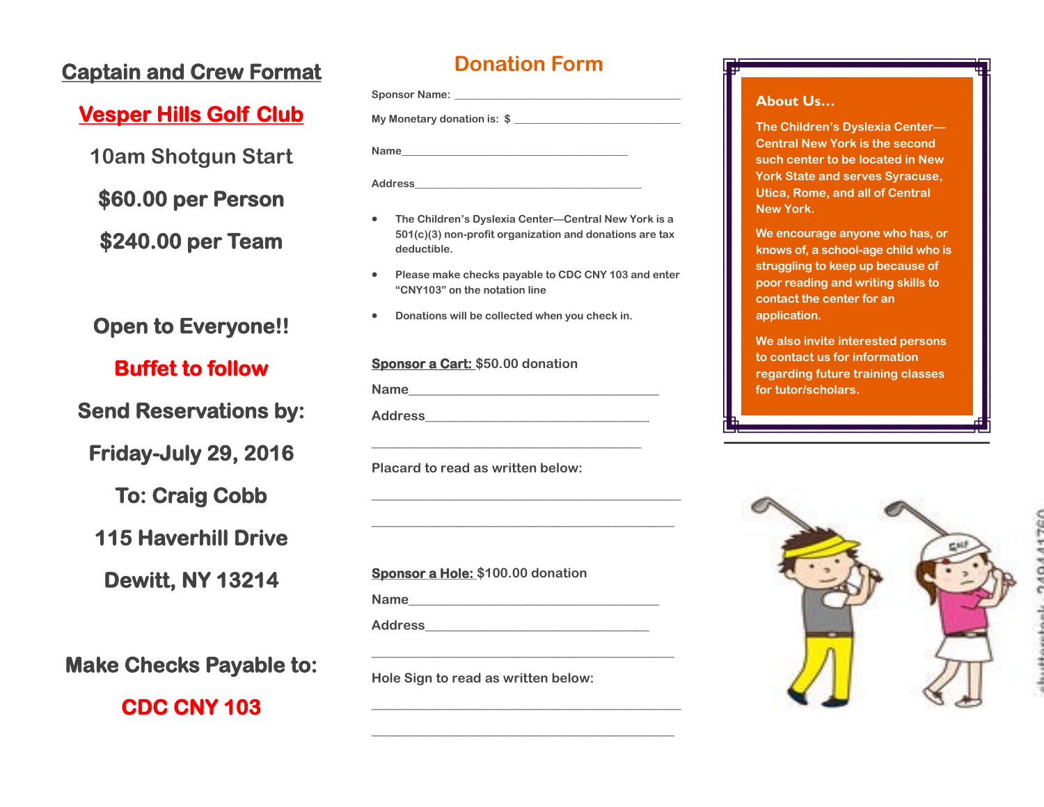## Captain and Crew Format

**Vesper Hills Golf Club**

10am Shotgun Start

**$60.00 per Person**

**$240.00 per Team**

**Open to Everyone!!**

**Buffet to follow**

**Send Reservations by:**

**Friday-July 29, 2016**

**To: Craig Cobb**

**115 Haverhill Drive**

**Dewitt, NY 13214**

**Make Checks Payable to:**

**CDC CNY 103**

## Donation Form

Sponsor Name: ________________________________________

My Monetary donation is: $ ____________________________

Name________________________________________

Address________________________________________

- The Children's Dyslexia Center—Central New York is a 501(c)(3) non-profit organization and donations are tax deductible.
- Please make checks payable to CDC CNY 103 and enter "CNY103" on the notation line
- Donations will be collected when you check in.

**Sponsor a Cart:** $50.00 donation

Name________________________________________

Address________________________________________

________________________________________

Placard to read as written below:

________________________________________

________________________________________

**Sponsor a Hole:** $100.00 donation

Name________________________________________

Address________________________________________

________________________________________

Hole Sign to read as written below:

________________________________________

________________________________________

### About Us...

The Children's Dyslexia Center—Central New York is the second such center to be located in New York State and serves Syracuse, Utica, Rome, and all of Central New York.

We encourage anyone who has, or knows of, a school-age child who is struggling to keep up because of poor reading and writing skills to contact the center for an application.

We also invite interested persons to contact us for information regarding future training classes for tutor/scholars.